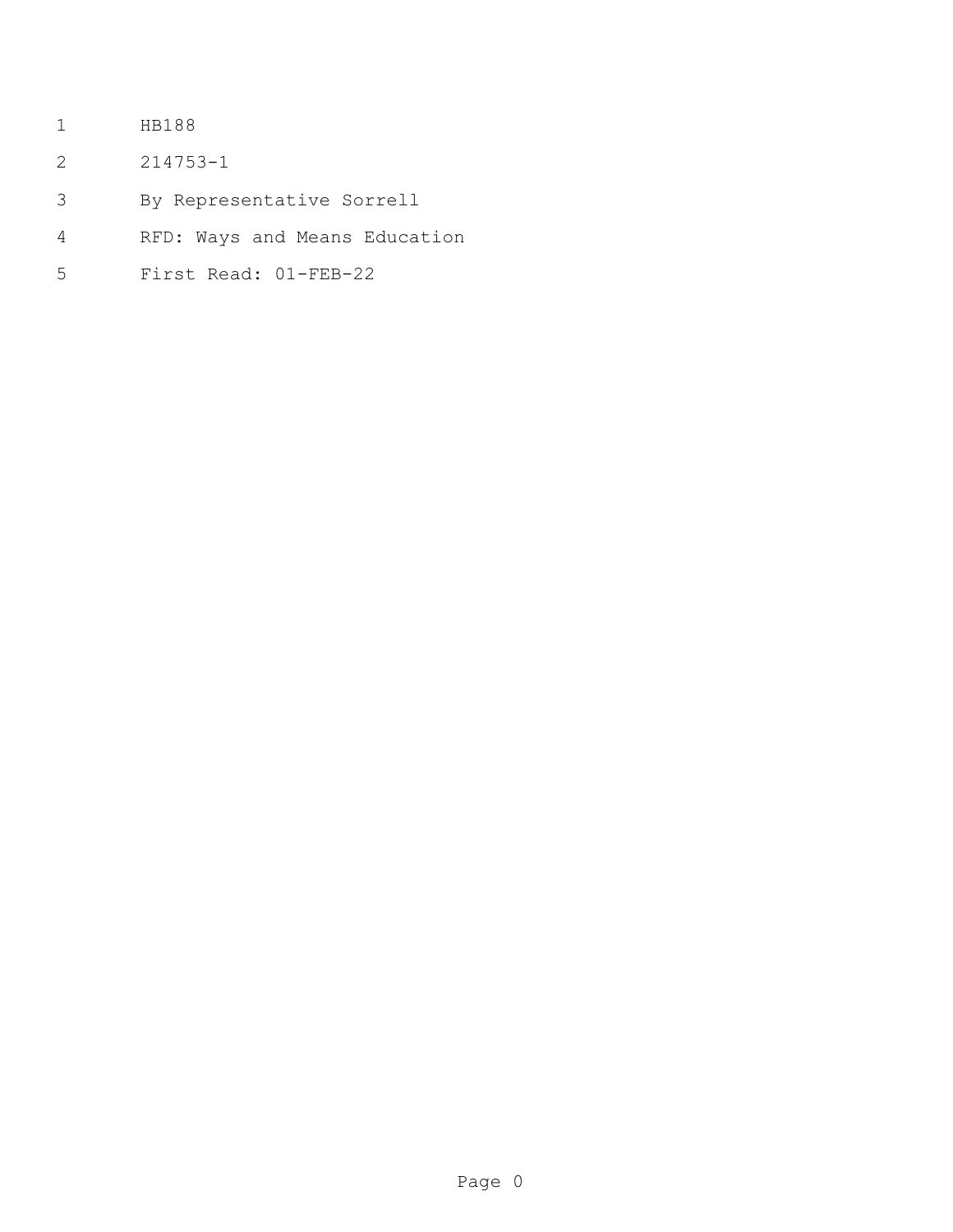HB188

214753-1

By Representative Sorrell

RFD: Ways and Means Education

First Read: 01-FEB-22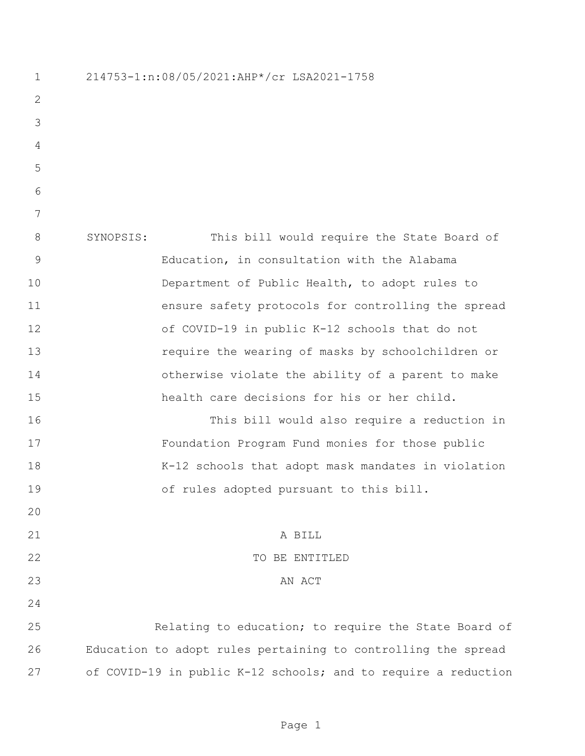214753-1:n:08/05/2021:AHP*/cr LSA2021-1758

SYNOPSIS: This bill would require the State Board of Education, in consultation with the Alabama Department of Public Health, to adopt rules to ensure safety protocols for controlling the spread of COVID-19 in public K-12 schools that do not require the wearing of masks by schoolchildren or otherwise violate the ability of a parent to make health care decisions for his or her child.

This bill would also require a reduction in Foundation Program Fund monies for those public K-12 schools that adopt mask mandates in violation of rules adopted pursuant to this bill.

A BILL
TO BE ENTITLED
AN ACT

Relating to education; to require the State Board of Education to adopt rules pertaining to controlling the spread of COVID-19 in public K-12 schools; and to require a reduction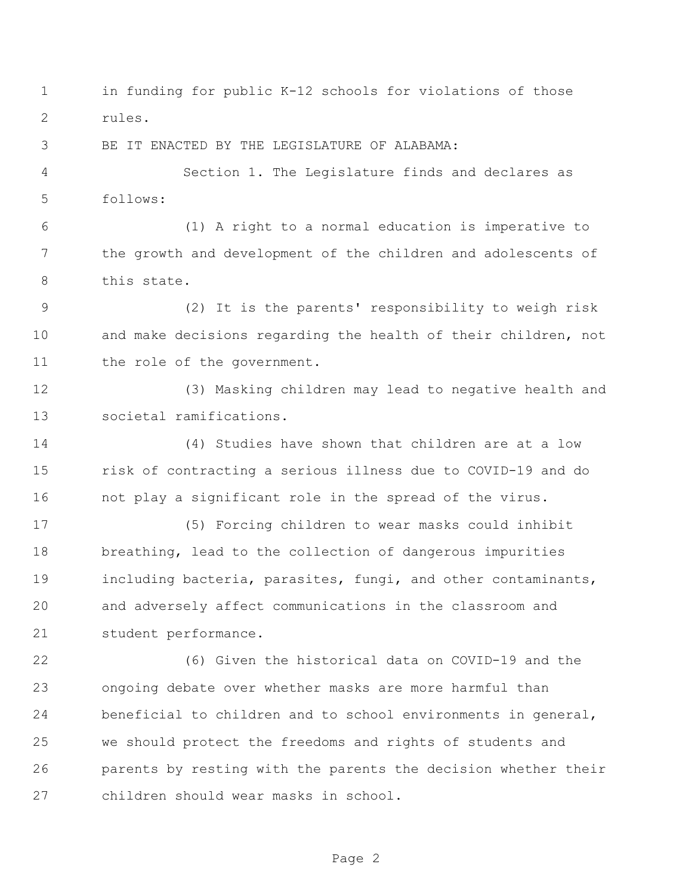in funding for public K-12 schools for violations of those rules.

BE IT ENACTED BY THE LEGISLATURE OF ALABAMA:

Section 1. The Legislature finds and declares as follows:

(1) A right to a normal education is imperative to the growth and development of the children and adolescents of this state.

(2) It is the parents' responsibility to weigh risk and make decisions regarding the health of their children, not the role of the government.

(3) Masking children may lead to negative health and societal ramifications.

(4) Studies have shown that children are at a low risk of contracting a serious illness due to COVID-19 and do not play a significant role in the spread of the virus.

(5) Forcing children to wear masks could inhibit breathing, lead to the collection of dangerous impurities including bacteria, parasites, fungi, and other contaminants, and adversely affect communications in the classroom and student performance.

(6) Given the historical data on COVID-19 and the ongoing debate over whether masks are more harmful than beneficial to children and to school environments in general, we should protect the freedoms and rights of students and parents by resting with the parents the decision whether their children should wear masks in school.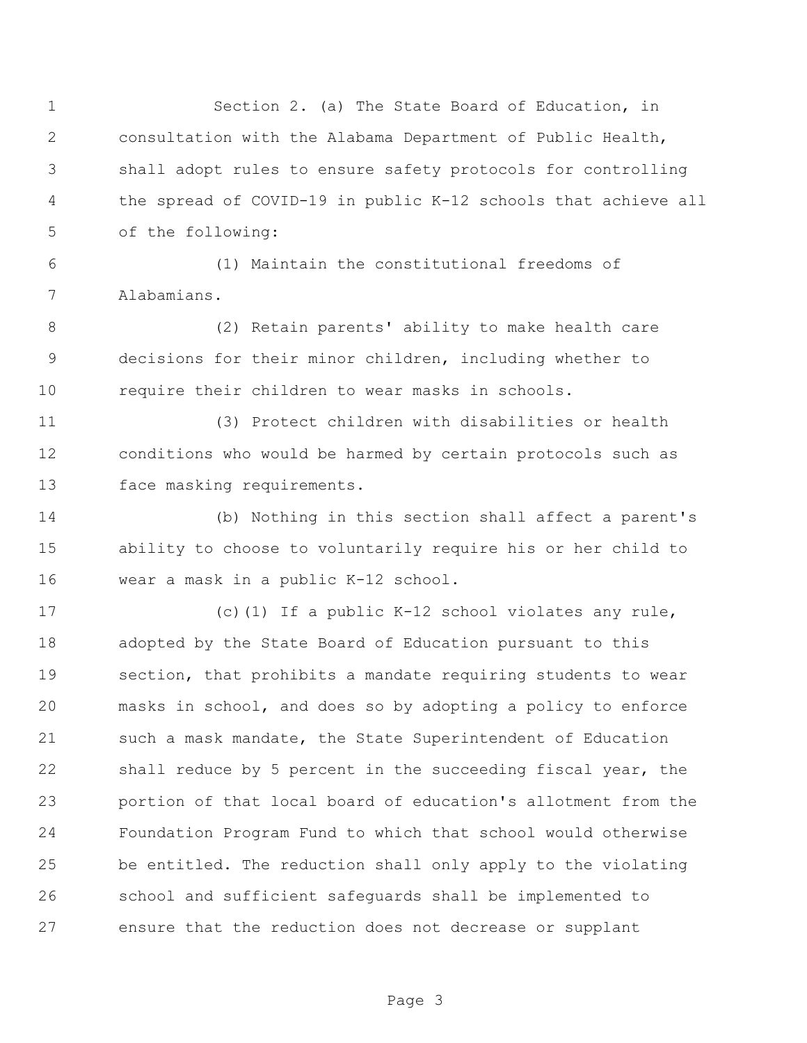Section 2. (a) The State Board of Education, in consultation with the Alabama Department of Public Health, shall adopt rules to ensure safety protocols for controlling the spread of COVID-19 in public K-12 schools that achieve all of the following:

(1) Maintain the constitutional freedoms of Alabamians.

(2) Retain parents' ability to make health care decisions for their minor children, including whether to require their children to wear masks in schools.

(3) Protect children with disabilities or health conditions who would be harmed by certain protocols such as face masking requirements.

(b) Nothing in this section shall affect a parent's ability to choose to voluntarily require his or her child to wear a mask in a public K-12 school.

(c)(1) If a public K-12 school violates any rule, adopted by the State Board of Education pursuant to this section, that prohibits a mandate requiring students to wear masks in school, and does so by adopting a policy to enforce such a mask mandate, the State Superintendent of Education shall reduce by 5 percent in the succeeding fiscal year, the portion of that local board of education's allotment from the Foundation Program Fund to which that school would otherwise be entitled. The reduction shall only apply to the violating school and sufficient safeguards shall be implemented to ensure that the reduction does not decrease or supplant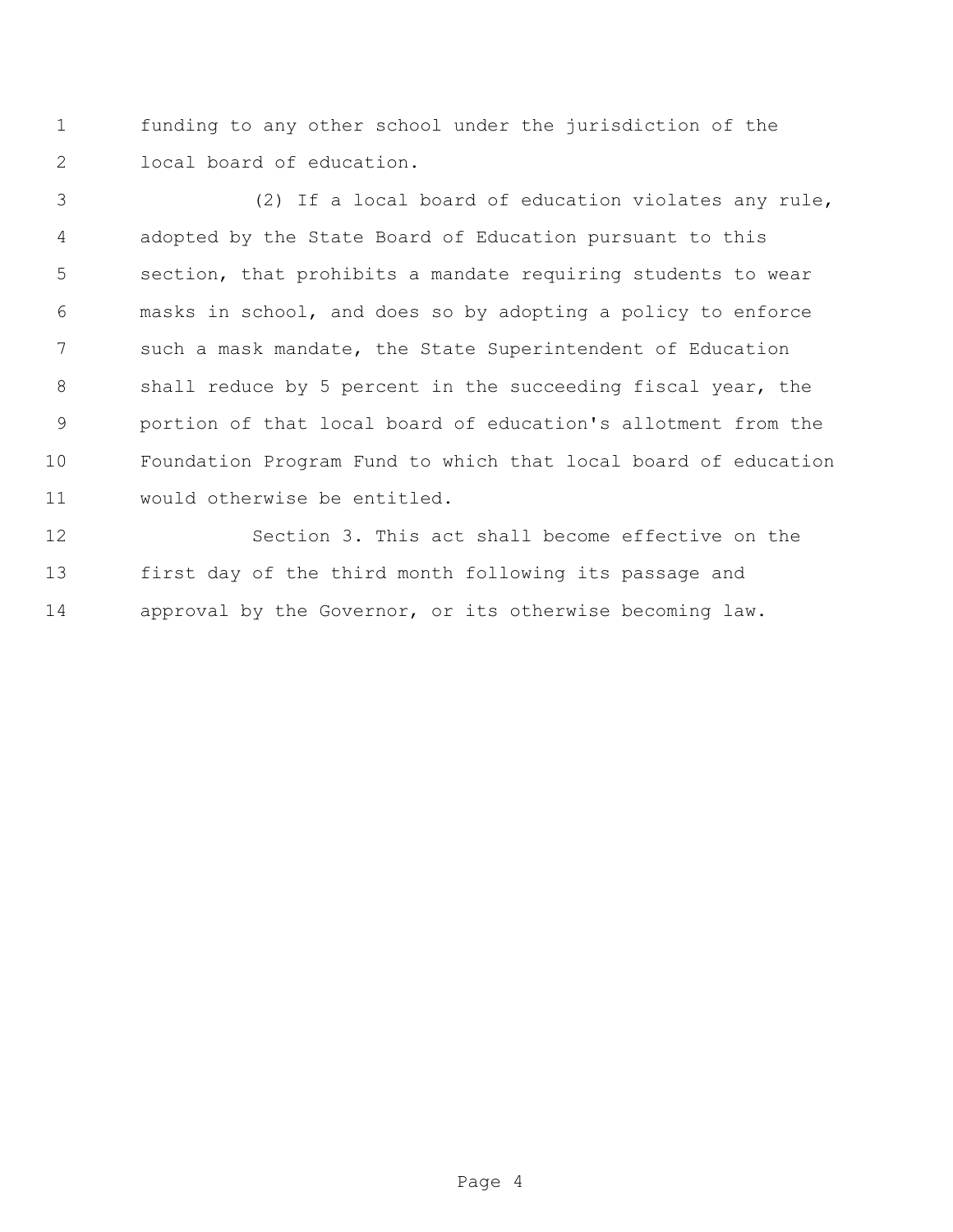funding to any other school under the jurisdiction of the local board of education.

(2) If a local board of education violates any rule, adopted by the State Board of Education pursuant to this section, that prohibits a mandate requiring students to wear masks in school, and does so by adopting a policy to enforce such a mask mandate, the State Superintendent of Education shall reduce by 5 percent in the succeeding fiscal year, the portion of that local board of education's allotment from the Foundation Program Fund to which that local board of education would otherwise be entitled.

Section 3. This act shall become effective on the first day of the third month following its passage and approval by the Governor, or its otherwise becoming law.